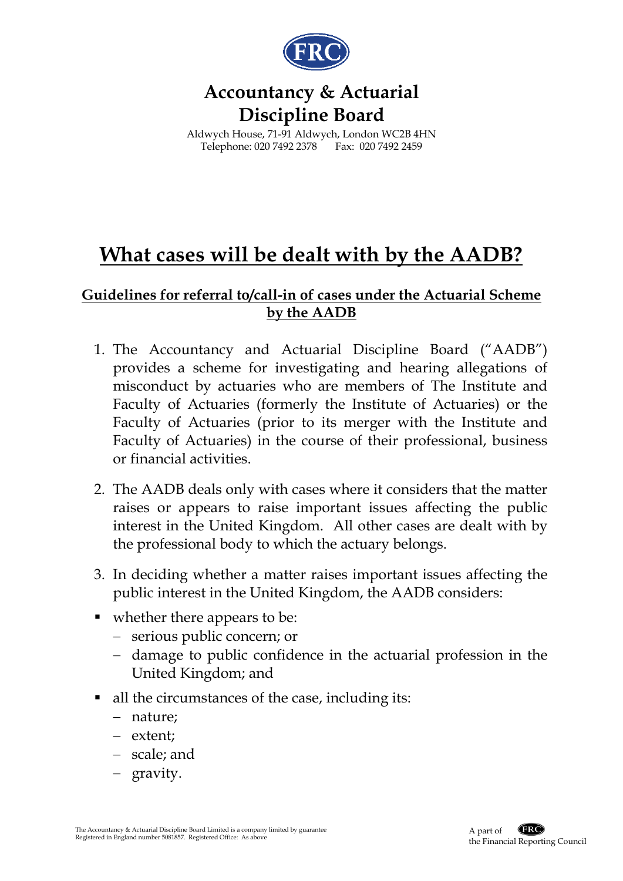# Accountancy & Actuarial Discipline Board

Aldwych House, 71-91 Aldwych, London WC2B 4HN
Telephone: 020 7492 2378 Fax: 020 7492 2459

# What cases will be dealt with by the AADB?

## Guidelines for referral to/call-in of cases under the Actuarial Scheme by the AADB

1. The Accountancy and Actuarial Discipline Board ("AADB") provides a scheme for investigating and hearing allegations of misconduct by actuaries who are members of The Institute and Faculty of Actuaries (formerly the Institute of Actuaries) or the Faculty of Actuaries (prior to its merger with the Institute and Faculty of Actuaries) in the course of their professional, business or financial activities.

2. The AADB deals only with cases where it considers that the matter raises or appears to raise important issues affecting the public interest in the United Kingdom. All other cases are dealt with by the professional body to which the actuary belongs.

3. In deciding whether a matter raises important issues affecting the public interest in the United Kingdom, the AADB considers:

- whether there appears to be:
  - serious public concern; or
  - damage to public confidence in the actuarial profession in the United Kingdom; and
- all the circumstances of the case, including its:
  - nature;
  - extent;
  - scale; and
  - gravity.

The Accountancy & Actuarial Discipline Board Limited is a company limited by guarantee
Registered in England number 5081857. Registered Office: As above

A part of the Financial Reporting Council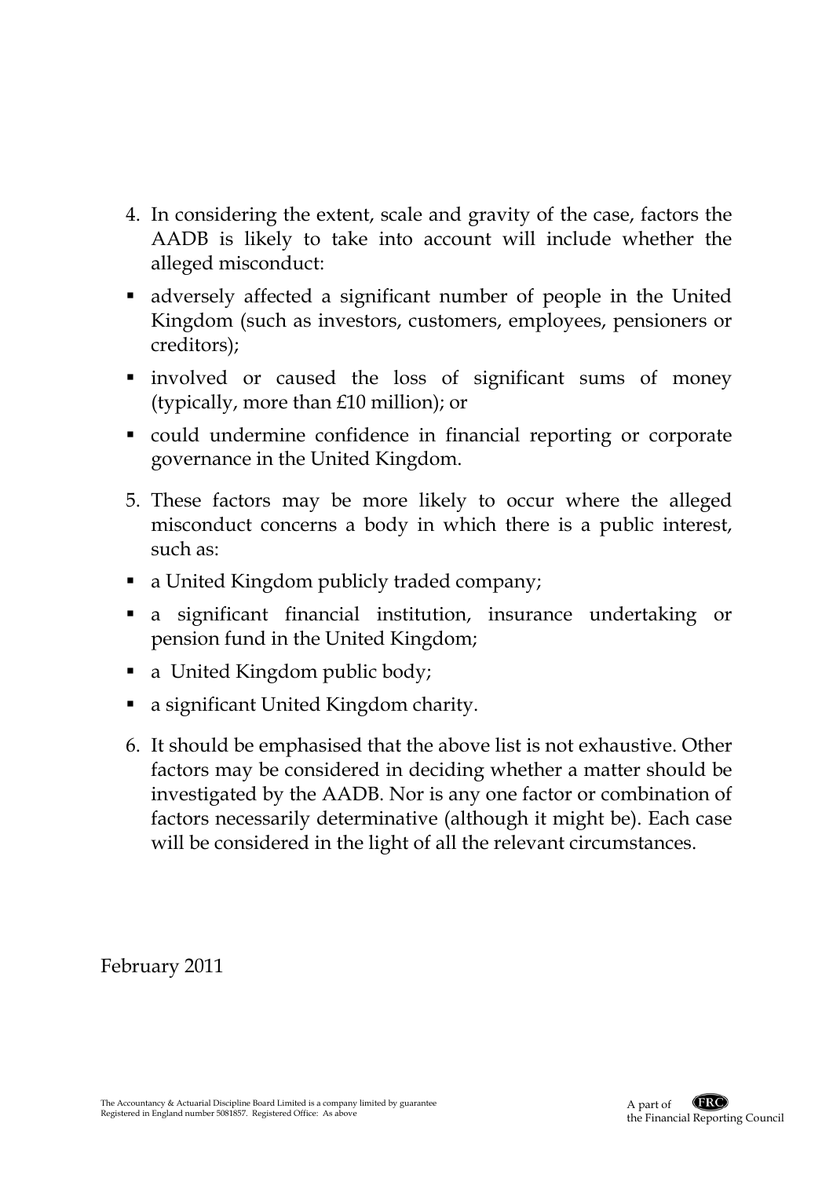4. In considering the extent, scale and gravity of the case, factors the AADB is likely to take into account will include whether the alleged misconduct:

- adversely affected a significant number of people in the United Kingdom (such as investors, customers, employees, pensioners or creditors);
- involved or caused the loss of significant sums of money (typically, more than £10 million); or
- could undermine confidence in financial reporting or corporate governance in the United Kingdom.

5. These factors may be more likely to occur where the alleged misconduct concerns a body in which there is a public interest, such as:

- a United Kingdom publicly traded company;
- a significant financial institution, insurance undertaking or pension fund in the United Kingdom;
- a United Kingdom public body;
- a significant United Kingdom charity.

6. It should be emphasised that the above list is not exhaustive. Other factors may be considered in deciding whether a matter should be investigated by the AADB. Nor is any one factor or combination of factors necessarily determinative (although it might be). Each case will be considered in the light of all the relevant circumstances.

February 2011

The Accountancy & Actuarial Discipline Board Limited is a company limited by guarantee
Registered in England number 5081857. Registered Office: As above

A part of the Financial Reporting Council